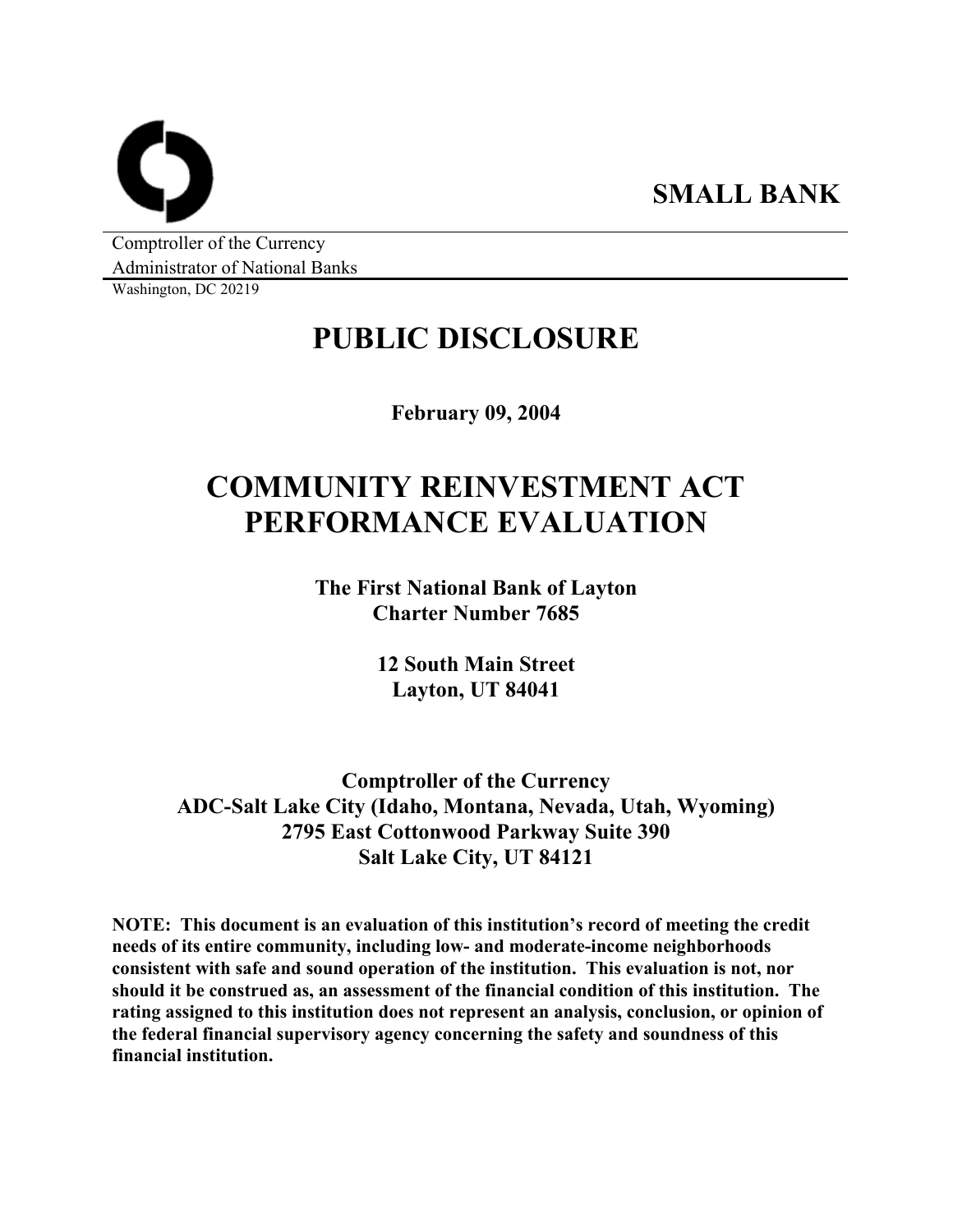**SMALL BANK**

Comptroller of the Currency
Administrator of National Banks
Washington, DC 20219

# PUBLIC DISCLOSURE

**February 09, 2004**

# COMMUNITY REINVESTMENT ACT PERFORMANCE EVALUATION

**The First National Bank of Layton**
**Charter Number 7685**

**12 South Main Street**
**Layton, UT 84041**

**Comptroller of the Currency**
**ADC-Salt Lake City (Idaho, Montana, Nevada, Utah, Wyoming)**
**2795 East Cottonwood Parkway Suite 390**
**Salt Lake City, UT 84121**

**NOTE: This document is an evaluation of this institution's record of meeting the credit needs of its entire community, including low- and moderate-income neighborhoods consistent with safe and sound operation of the institution. This evaluation is not, nor should it be construed as, an assessment of the financial condition of this institution. The rating assigned to this institution does not represent an analysis, conclusion, or opinion of the federal financial supervisory agency concerning the safety and soundness of this financial institution.**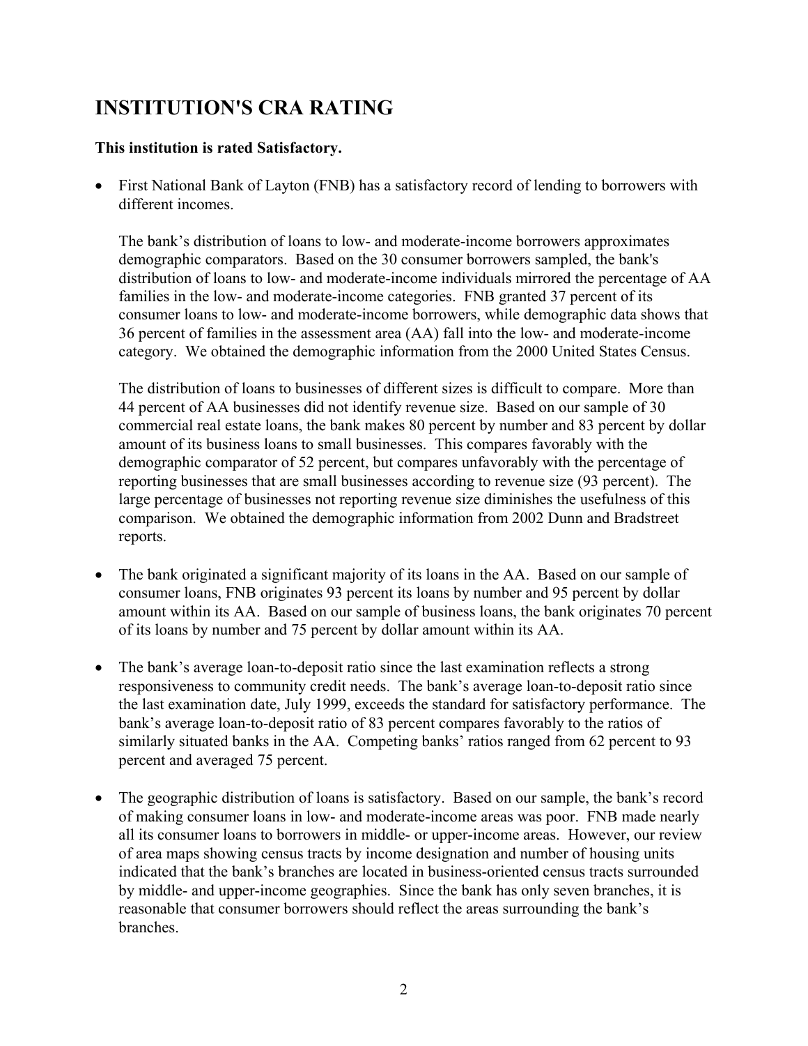# INSTITUTION'S CRA RATING

**This institution is rated Satisfactory.**

- First National Bank of Layton (FNB) has a satisfactory record of lending to borrowers with different incomes.

  The bank's distribution of loans to low- and moderate-income borrowers approximates demographic comparators. Based on the 30 consumer borrowers sampled, the bank's distribution of loans to low- and moderate-income individuals mirrored the percentage of AA families in the low- and moderate-income categories. FNB granted 37 percent of its consumer loans to low- and moderate-income borrowers, while demographic data shows that 36 percent of families in the assessment area (AA) fall into the low- and moderate-income category. We obtained the demographic information from the 2000 United States Census.

  The distribution of loans to businesses of different sizes is difficult to compare. More than 44 percent of AA businesses did not identify revenue size. Based on our sample of 30 commercial real estate loans, the bank makes 80 percent by number and 83 percent by dollar amount of its business loans to small businesses. This compares favorably with the demographic comparator of 52 percent, but compares unfavorably with the percentage of reporting businesses that are small businesses according to revenue size (93 percent). The large percentage of businesses not reporting revenue size diminishes the usefulness of this comparison. We obtained the demographic information from 2002 Dunn and Bradstreet reports.

- The bank originated a significant majority of its loans in the AA. Based on our sample of consumer loans, FNB originates 93 percent its loans by number and 95 percent by dollar amount within its AA. Based on our sample of business loans, the bank originates 70 percent of its loans by number and 75 percent by dollar amount within its AA.

- The bank's average loan-to-deposit ratio since the last examination reflects a strong responsiveness to community credit needs. The bank's average loan-to-deposit ratio since the last examination date, July 1999, exceeds the standard for satisfactory performance. The bank's average loan-to-deposit ratio of 83 percent compares favorably to the ratios of similarly situated banks in the AA. Competing banks' ratios ranged from 62 percent to 93 percent and averaged 75 percent.

- The geographic distribution of loans is satisfactory. Based on our sample, the bank's record of making consumer loans in low- and moderate-income areas was poor. FNB made nearly all its consumer loans to borrowers in middle- or upper-income areas. However, our review of area maps showing census tracts by income designation and number of housing units indicated that the bank's branches are located in business-oriented census tracts surrounded by middle- and upper-income geographies. Since the bank has only seven branches, it is reasonable that consumer borrowers should reflect the areas surrounding the bank's branches.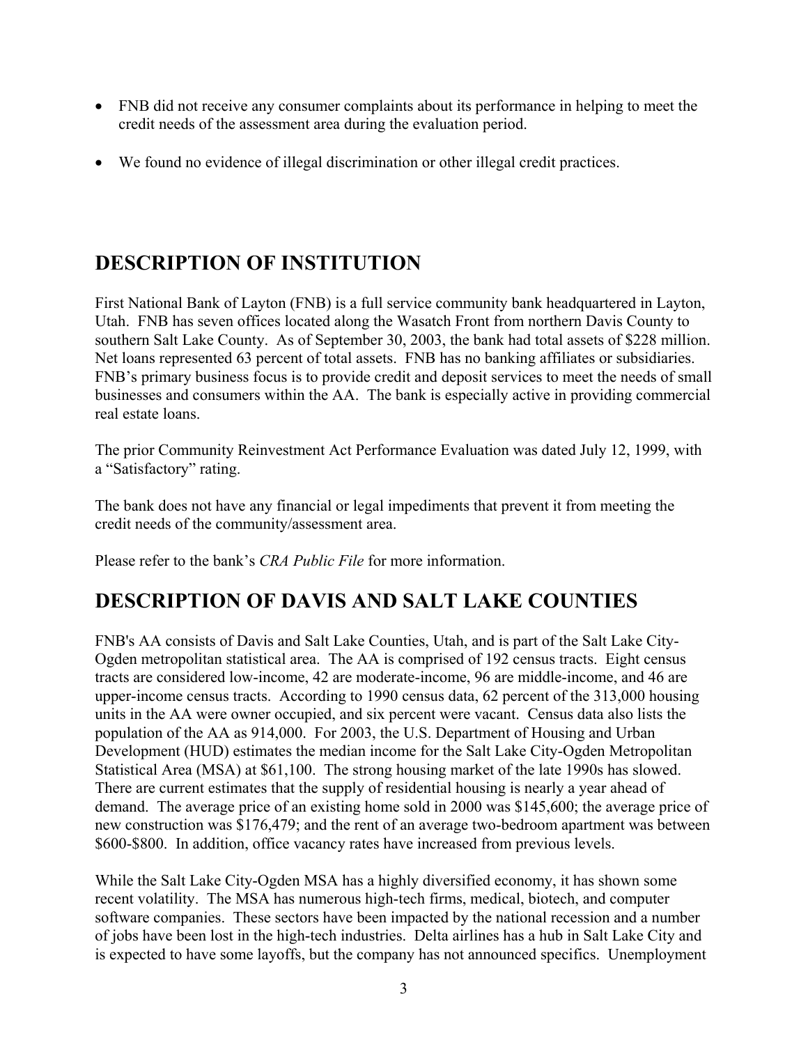- FNB did not receive any consumer complaints about its performance in helping to meet the credit needs of the assessment area during the evaluation period.

- We found no evidence of illegal discrimination or other illegal credit practices.

## DESCRIPTION OF INSTITUTION

First National Bank of Layton (FNB) is a full service community bank headquartered in Layton, Utah. FNB has seven offices located along the Wasatch Front from northern Davis County to southern Salt Lake County. As of September 30, 2003, the bank had total assets of $228 million. Net loans represented 63 percent of total assets. FNB has no banking affiliates or subsidiaries. FNB's primary business focus is to provide credit and deposit services to meet the needs of small businesses and consumers within the AA. The bank is especially active in providing commercial real estate loans.

The prior Community Reinvestment Act Performance Evaluation was dated July 12, 1999, with a "Satisfactory" rating.

The bank does not have any financial or legal impediments that prevent it from meeting the credit needs of the community/assessment area.

Please refer to the bank's *CRA Public File* for more information.

## DESCRIPTION OF DAVIS AND SALT LAKE COUNTIES

FNB's AA consists of Davis and Salt Lake Counties, Utah, and is part of the Salt Lake City-Ogden metropolitan statistical area. The AA is comprised of 192 census tracts. Eight census tracts are considered low-income, 42 are moderate-income, 96 are middle-income, and 46 are upper-income census tracts. According to 1990 census data, 62 percent of the 313,000 housing units in the AA were owner occupied, and six percent were vacant. Census data also lists the population of the AA as 914,000. For 2003, the U.S. Department of Housing and Urban Development (HUD) estimates the median income for the Salt Lake City-Ogden Metropolitan Statistical Area (MSA) at $61,100. The strong housing market of the late 1990s has slowed. There are current estimates that the supply of residential housing is nearly a year ahead of demand. The average price of an existing home sold in 2000 was $145,600; the average price of new construction was $176,479; and the rent of an average two-bedroom apartment was between $600-$800. In addition, office vacancy rates have increased from previous levels.

While the Salt Lake City-Ogden MSA has a highly diversified economy, it has shown some recent volatility. The MSA has numerous high-tech firms, medical, biotech, and computer software companies. These sectors have been impacted by the national recession and a number of jobs have been lost in the high-tech industries. Delta airlines has a hub in Salt Lake City and is expected to have some layoffs, but the company has not announced specifics. Unemployment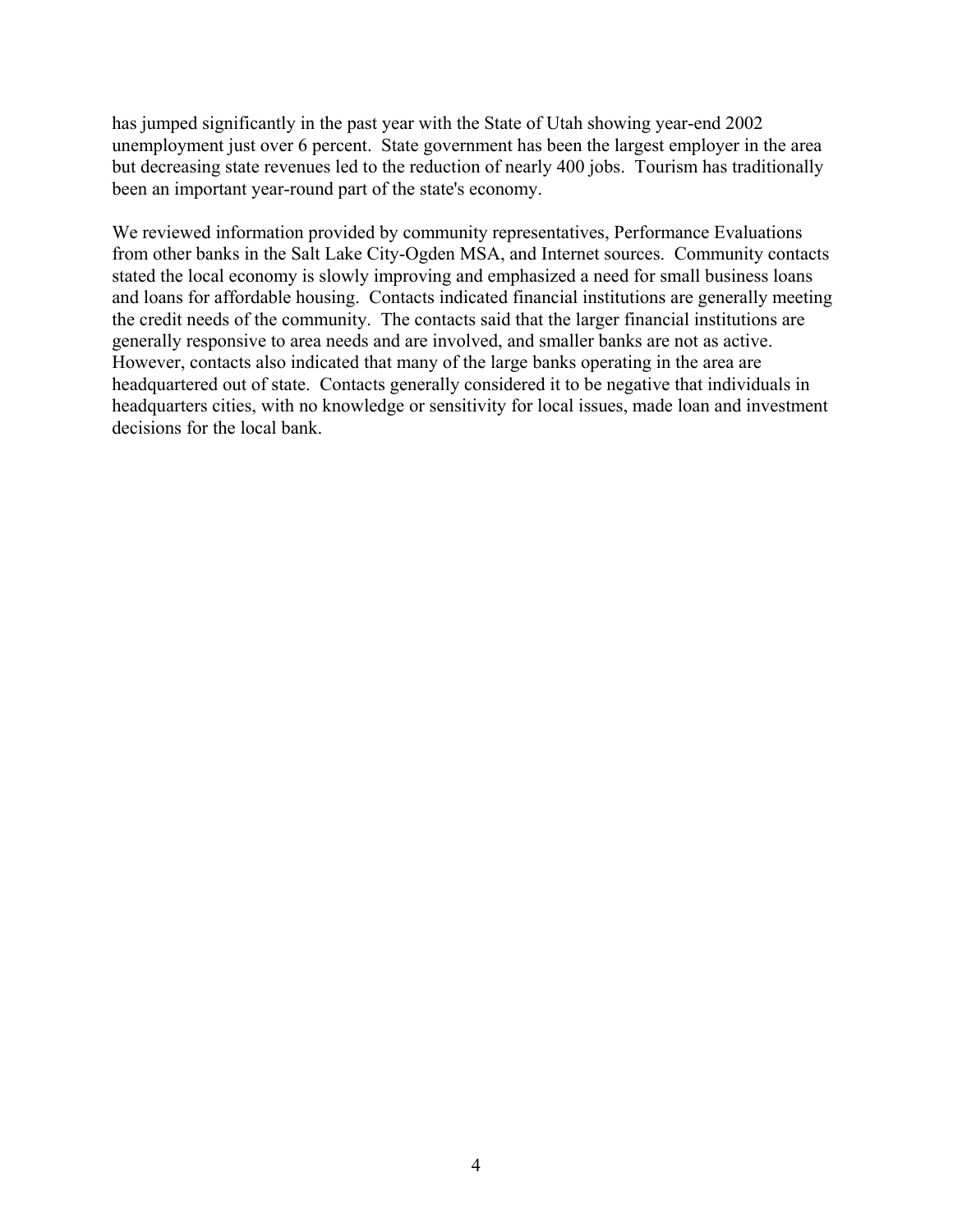has jumped significantly in the past year with the State of Utah showing year-end 2002 unemployment just over 6 percent. State government has been the largest employer in the area but decreasing state revenues led to the reduction of nearly 400 jobs. Tourism has traditionally been an important year-round part of the state's economy.

We reviewed information provided by community representatives, Performance Evaluations from other banks in the Salt Lake City-Ogden MSA, and Internet sources. Community contacts stated the local economy is slowly improving and emphasized a need for small business loans and loans for affordable housing. Contacts indicated financial institutions are generally meeting the credit needs of the community. The contacts said that the larger financial institutions are generally responsive to area needs and are involved, and smaller banks are not as active. However, contacts also indicated that many of the large banks operating in the area are headquartered out of state. Contacts generally considered it to be negative that individuals in headquarters cities, with no knowledge or sensitivity for local issues, made loan and investment decisions for the local bank.